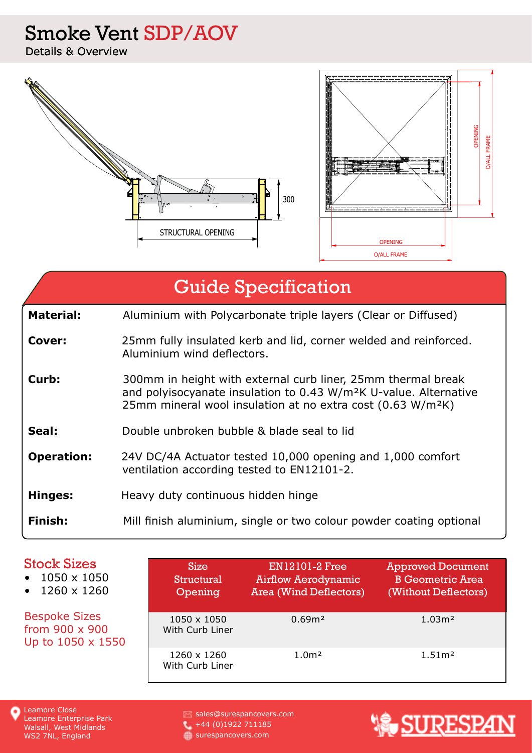# Smoke Vent SDP/AOV

Details & Overview

300

STRUCTURAL OPENING

OPENING

O/ALL FRAME

OPENING

O/ALL FRAME

## Guide Specification

| | |
|---|---|
| **Material:** | Aluminium with Polycarbonate triple layers (Clear or Diffused) |
| **Cover:** | 25mm fully insulated kerb and lid, corner welded and reinforced. Aluminium wind deflectors. |
| **Curb:** | 300mm in height with external curb liner, 25mm thermal break and polyisocyanate insulation to 0.43 W/m²K U-value. Alternative 25mm mineral wool insulation at no extra cost (0.63 W/m²K) |
| **Seal:** | Double unbroken bubble & blade seal to lid |
| **Operation:** | 24V DC/4A Actuator tested 10,000 opening and 1,000 comfort ventilation according tested to EN12101-2. |
| **Hinges:** | Heavy duty continuous hidden hinge |
| **Finish:** | Mill finish aluminium, single or two colour powder coating optional |

### Stock Sizes

- 1050 x 1050
- 1260 x 1260

### Bespoke Sizes from 900 x 900 Up to 1050 x 1550

| Size Structural Opening | EN12101-2 Free Airflow Aerodynamic Area (Wind Deflectors) | Approved Document B Geometric Area (Without Deflectors) |
|---|---|---|
| 1050 x 1050 With Curb Liner | 0.69m² | 1.03m² |
| 1260 x 1260 With Curb Liner | 1.0m² | 1.51m² |

Leamore Close
Leamore Enterprise Park
Walsall, West Midlands
WS2 7NL, England

sales@surespancovers.com
+44 (0)1922 711185
surespancovers.com

SURESPAN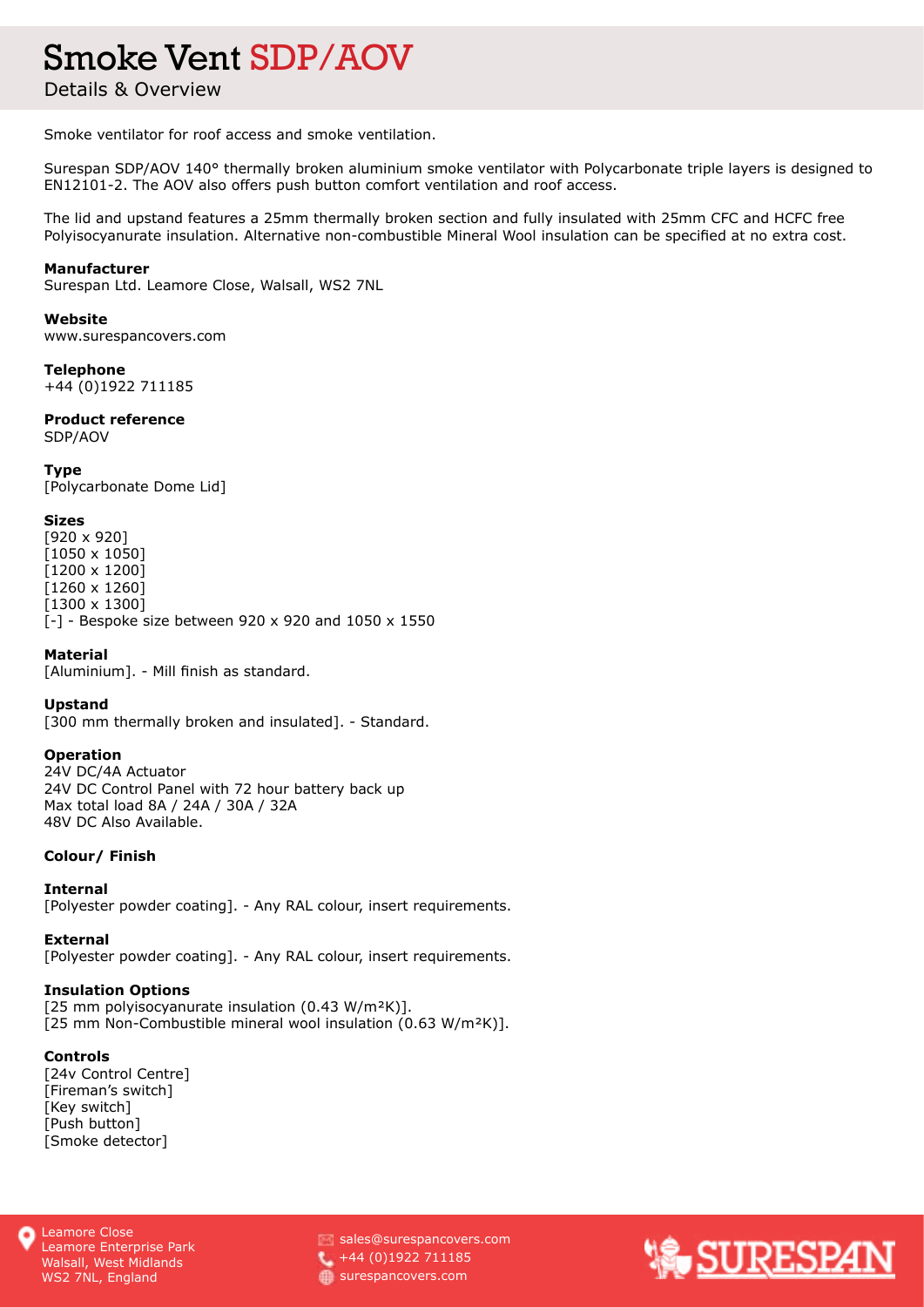# Smoke Vent SDP/AOV

Details & Overview

Smoke ventilator for roof access and smoke ventilation.

Surespan SDP/AOV 140° thermally broken aluminium smoke ventilator with Polycarbonate triple layers is designed to EN12101-2. The AOV also offers push button comfort ventilation and roof access.

The lid and upstand features a 25mm thermally broken section and fully insulated with 25mm CFC and HCFC free Polyisocyanurate insulation. Alternative non-combustible Mineral Wool insulation can be specified at no extra cost.

**Manufacturer**
Surespan Ltd. Leamore Close, Walsall, WS2 7NL

**Website**
www.surespancovers.com

**Telephone**
+44 (0)1922 711185

**Product reference**
SDP/AOV

**Type**
[Polycarbonate Dome Lid]

**Sizes**
[920 x 920]
[1050 x 1050]
[1200 x 1200]
[1260 x 1260]
[1300 x 1300]
[-] - Bespoke size between 920 x 920 and 1050 x 1550

**Material**
[Aluminium]. - Mill finish as standard.

**Upstand**
[300 mm thermally broken and insulated]. - Standard.

**Operation**
24V DC/4A Actuator
24V DC Control Panel with 72 hour battery back up
Max total load 8A / 24A / 30A / 32A
48V DC Also Available.

**Colour/ Finish**

**Internal**
[Polyester powder coating]. - Any RAL colour, insert requirements.

**External**
[Polyester powder coating]. - Any RAL colour, insert requirements.

**Insulation Options**
[25 mm polyisocyanurate insulation (0.43 W/m²K)].
[25 mm Non-Combustible mineral wool insulation (0.63 W/m²K)].

**Controls**
[24v Control Centre]
[Fireman's switch]
[Key switch]
[Push button]
[Smoke detector]

Leamore Close
Leamore Enterprise Park
Walsall, West Midlands
WS2 7NL, England

sales@surespancovers.com
+44 (0)1922 711185
surespancovers.com

SURESPAN